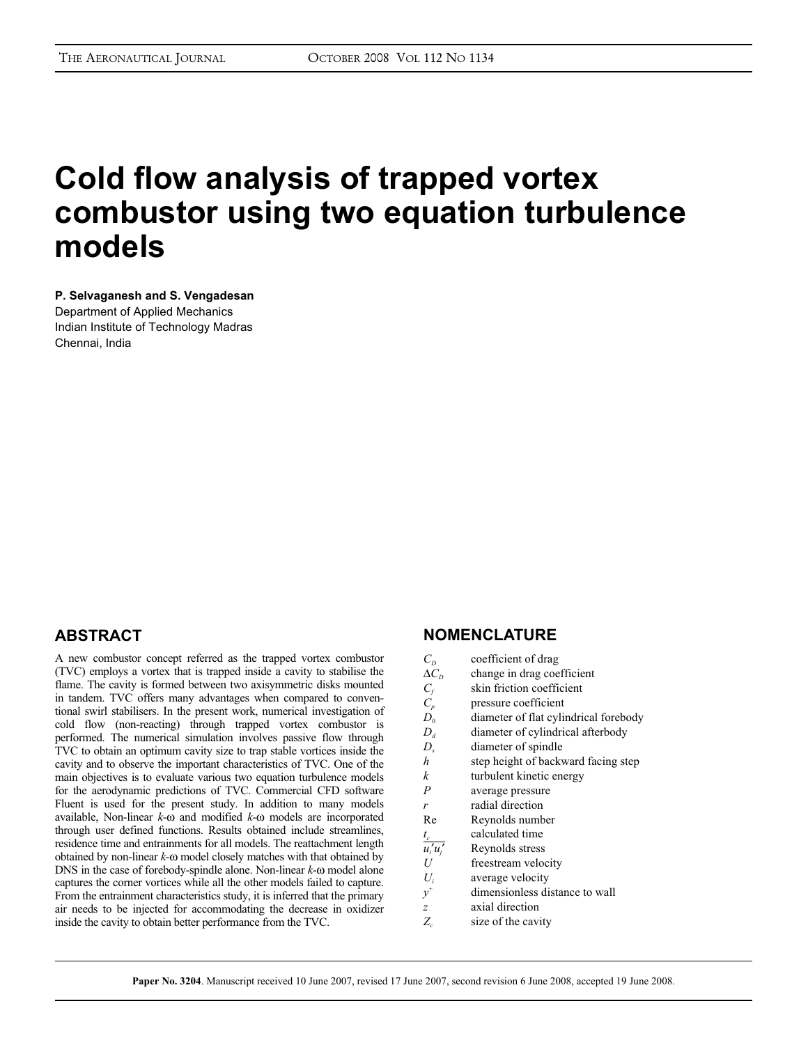# Cold flow analysis of trapped vortex combustor using two equation turbulence models

**P. Selvaganesh and S. Vengadesan**
Department of Applied Mechanics
Indian Institute of Technology Madras
Chennai, India

## ABSTRACT

A new combustor concept referred as the trapped vortex combustor (TVC) employs a vortex that is trapped inside a cavity to stabilise the flame. The cavity is formed between two axisymmetric disks mounted in tandem. TVC offers many advantages when compared to conventional swirl stabilisers. In the present work, numerical investigation of cold flow (non-reacting) through trapped vortex combustor is performed. The numerical simulation involves passive flow through TVC to obtain an optimum cavity size to trap stable vortices inside the cavity and to observe the important characteristics of TVC. One of the main objectives is to evaluate various two equation turbulence models for the aerodynamic predictions of TVC. Commercial CFD software Fluent is used for the present study. In addition to many models available, Non-linear $k$-ω and modified $k$-ω models are incorporated through user defined functions. Results obtained include streamlines, residence time and entrainments for all models. The reattachment length obtained by non-linear $k$-ω model closely matches with that obtained by DNS in the case of forebody-spindle alone. Non-linear $k$-ω model alone captures the corner vortices while all the other models failed to capture. From the entrainment characteristics study, it is inferred that the primary air needs to be injected for accommodating the decrease in oxidizer inside the cavity to obtain better performance from the TVC.

## NOMENCLATURE

| | |
|---|---|
| $C_D$ | coefficient of drag |
| $\Delta C_D$ | change in drag coefficient |
| $C_f$ | skin friction coefficient |
| $C_p$ | pressure coefficient |
| $D_0$ | diameter of flat cylindrical forebody |
| $D_d$ | diameter of cylindrical afterbody |
| $D_s$ | diameter of spindle |
| $h$ | step height of backward facing step |
| $k$ | turbulent kinetic energy |
| $P$ | average pressure |
| $r$ | radial direction |
| Re | Reynolds number |
| $t_c$ | calculated time |
| $\overline{u_i'u_j'}$ | Reynolds stress |
| $U$ | freestream velocity |
| $U_i$ | average velocity |
| $y^+$ | dimensionless distance to wall |
| $z$ | axial direction |
| $Z_c$ | size of the cavity |

**Paper No. 3204**. Manuscript received 10 June 2007, revised 17 June 2007, second revision 6 June 2008, accepted 19 June 2008.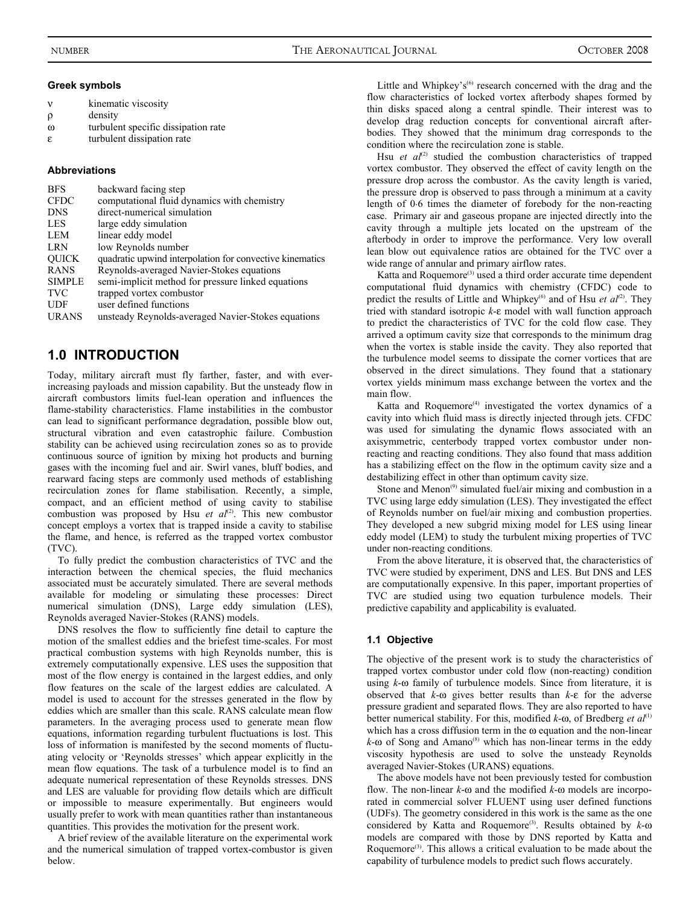**Greek symbols**

| | |
|---|---|
| $\nu$ | kinematic viscosity |
| $\rho$ | density |
| $\omega$ | turbulent specific dissipation rate |
| $\varepsilon$ | turbulent dissipation rate |

**Abbreviations**

| | |
|---|---|
| BFS | backward facing step |
| CFDC | computational fluid dynamics with chemistry |
| DNS | direct-numerical simulation |
| LES | large eddy simulation |
| LEM | linear eddy model |
| LRN | low Reynolds number |
| QUICK | quadratic upwind interpolation for convective kinematics |
| RANS | Reynolds-averaged Navier-Stokes equations |
| SIMPLE | semi-implicit method for pressure linked equations |
| TVC | trapped vortex combustor |
| UDF | user defined functions |
| URANS | unsteady Reynolds-averaged Navier-Stokes equations |

## 1.0 INTRODUCTION

Today, military aircraft must fly farther, faster, and with ever-increasing payloads and mission capability. But the unsteady flow in aircraft combustors limits fuel-lean operation and influences the flame-stability characteristics. Flame instabilities in the combustor can lead to significant performance degradation, possible blow out, structural vibration and even catastrophic failure. Combustion stability can be achieved using recirculation zones so as to provide continuous source of ignition by mixing hot products and burning gases with the incoming fuel and air. Swirl vanes, bluff bodies, and rearward facing steps are commonly used methods of establishing recirculation zones for flame stabilisation. Recently, a simple, compact, and an efficient method of using cavity to stabilise combustion was proposed by Hsu *et al*[2]. This new combustor concept employs a vortex that is trapped inside a cavity to stabilise the flame, and hence, is referred as the trapped vortex combustor (TVC).

To fully predict the combustion characteristics of TVC and the interaction between the chemical species, the fluid mechanics associated must be accurately simulated. There are several methods available for modeling or simulating these processes: Direct numerical simulation (DNS), Large eddy simulation (LES), Reynolds averaged Navier-Stokes (RANS) models.

DNS resolves the flow to sufficiently fine detail to capture the motion of the smallest eddies and the briefest time-scales. For most practical combustion systems with high Reynolds number, this is extremely computationally expensive. LES uses the supposition that most of the flow energy is contained in the largest eddies, and only flow features on the scale of the largest eddies are calculated. A model is used to account for the stresses generated in the flow by eddies which are smaller than this scale. RANS calculate mean flow parameters. In the averaging process used to generate mean flow equations, information regarding turbulent fluctuations is lost. This loss of information is manifested by the second moments of fluctuating velocity or 'Reynolds stresses' which appear explicitly in the mean flow equations. The task of a turbulence model is to find an adequate numerical representation of these Reynolds stresses. DNS and LES are valuable for providing flow details which are difficult or impossible to measure experimentally. But engineers would usually prefer to work with mean quantities rather than instantaneous quantities. This provides the motivation for the present work.

A brief review of the available literature on the experimental work and the numerical simulation of trapped vortex-combustor is given below.

Little and Whipkey's[6] research concerned with the drag and the flow characteristics of locked vortex afterbody shapes formed by thin disks spaced along a central spindle. Their interest was to develop drag reduction concepts for conventional aircraft afterbodies. They showed that the minimum drag corresponds to the condition where the recirculation zone is stable.

Hsu *et al*[2] studied the combustion characteristics of trapped vortex combustor. They observed the effect of cavity length on the pressure drop across the combustor. As the cavity length is varied, the pressure drop is observed to pass through a minimum at a cavity length of 0·6 times the diameter of forebody for the non-reacting case. Primary air and gaseous propane are injected directly into the cavity through a multiple jets located on the upstream of the afterbody in order to improve the performance. Very low overall lean blow out equivalence ratios are obtained for the TVC over a wide range of annular and primary airflow rates.

Katta and Roquemore[3] used a third order accurate time dependent computational fluid dynamics with chemistry (CFDC) code to predict the results of Little and Whipkey[6] and of Hsu *et al*[2]. They tried with standard isotropic $k$-$\varepsilon$ model with wall function approach to predict the characteristics of TVC for the cold flow case. They arrived a optimum cavity size that corresponds to the minimum drag when the vortex is stable inside the cavity. They also reported that the turbulence model seems to dissipate the corner vortices that are observed in the direct simulations. They found that a stationary vortex yields minimum mass exchange between the vortex and the main flow.

Katta and Roquemore[4] investigated the vortex dynamics of a cavity into which fluid mass is directly injected through jets. CFDC was used for simulating the dynamic flows associated with an axisymmetric, centerbody trapped vortex combustor under non-reacting and reacting conditions. They also found that mass addition has a stabilizing effect on the flow in the optimum cavity size and a destabilizing effect in other than optimum cavity size.

Stone and Menon[9] simulated fuel/air mixing and combustion in a TVC using large eddy simulation (LES). They investigated the effect of Reynolds number on fuel/air mixing and combustion properties. They developed a new subgrid mixing model for LES using linear eddy model (LEM) to study the turbulent mixing properties of TVC under non-reacting conditions.

From the above literature, it is observed that, the characteristics of TVC were studied by experiment, DNS and LES. But DNS and LES are computationally expensive. In this paper, important properties of TVC are studied using two equation turbulence models. Their predictive capability and applicability is evaluated.

### 1.1 Objective

The objective of the present work is to study the characteristics of trapped vortex combustor under cold flow (non-reacting) condition using $k$-$\omega$ family of turbulence models. Since from literature, it is observed that $k$-$\omega$ gives better results than $k$-$\varepsilon$ for the adverse pressure gradient and separated flows. They are also reported to have better numerical stability. For this, modified $k$-$\omega$, of Bredberg *et al*[1] which has a cross diffusion term in the $\omega$ equation and the non-linear $k$-$\omega$ of Song and Amano[8] which has non-linear terms in the eddy viscosity hypothesis are used to solve the unsteady Reynolds averaged Navier-Stokes (URANS) equations.

The above models have not been previously tested for combustion flow. The non-linear $k$-$\omega$ and the modified $k$-$\omega$ models are incorporated in commercial solver FLUENT using user defined functions (UDFs). The geometry considered in this work is the same as the one considered by Katta and Roquemore[3]. Results obtained by $k$-$\omega$ models are compared with those by DNS reported by Katta and Roquemore[3]. This allows a critical evaluation to be made about the capability of turbulence models to predict such flows accurately.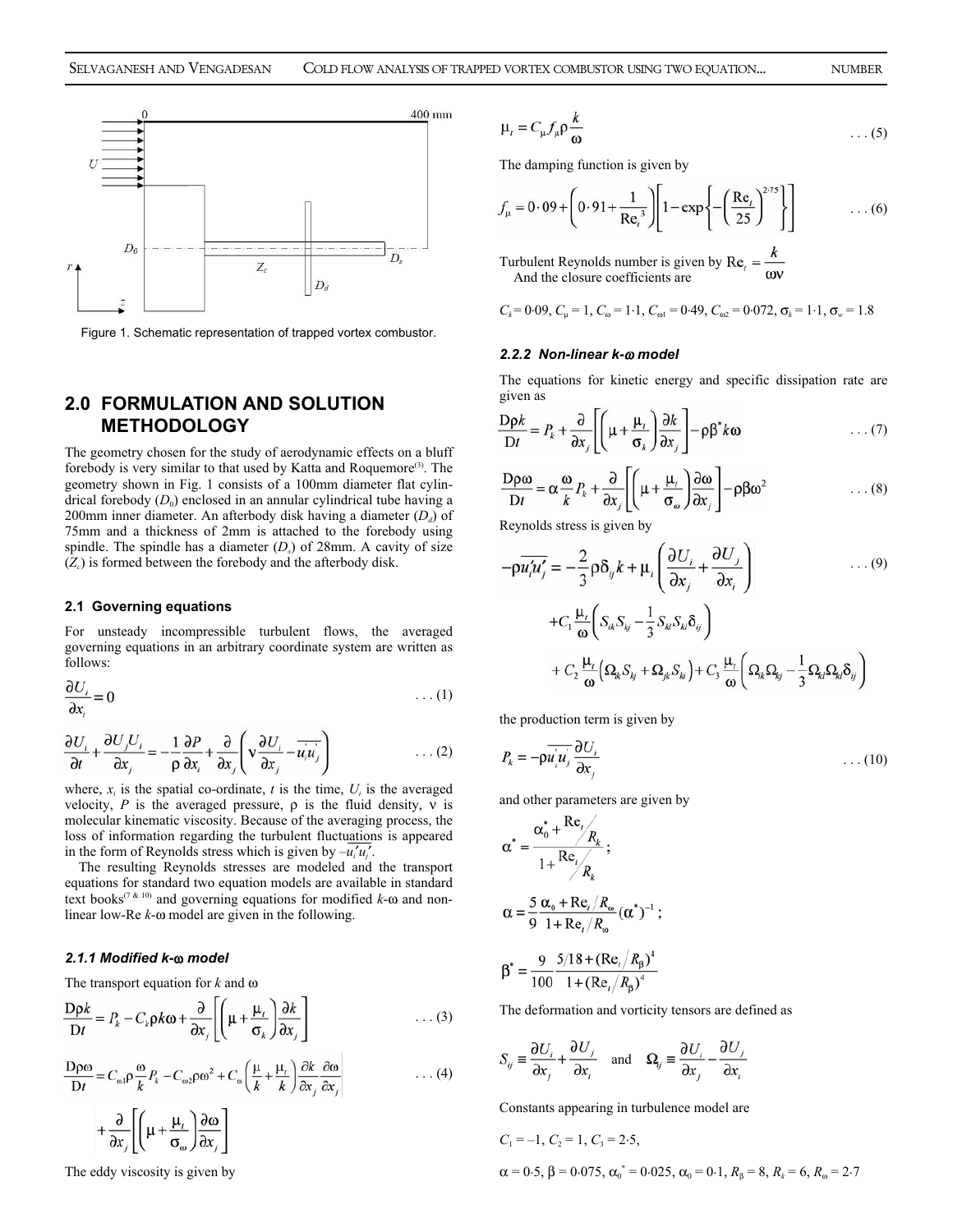Figure 1. Schematic representation of trapped vortex combustor.

## 2.0 FORMULATION AND SOLUTION METHODOLOGY

The geometry chosen for the study of aerodynamic effects on a bluff forebody is very similar to that used by Katta and Roquemore[3]. The geometry shown in Fig. 1 consists of a 100mm diameter flat cylindrical forebody ($D_0$) enclosed in an annular cylindrical tube having a 200mm inner diameter. An afterbody disk having a diameter ($D_d$) of 75mm and a thickness of 2mm is attached to the forebody using spindle. The spindle has a diameter ($D_s$) of 28mm. A cavity of size ($Z_c$) is formed between the forebody and the afterbody disk.

### 2.1 Governing equations

For unsteady incompressible turbulent flows, the averaged governing equations in an arbitrary coordinate system are written as follows:

$$\frac{\partial U_i}{\partial x_i} = 0 \qquad \text{. . . (1)}$$

$$\frac{\partial U_i}{\partial t} + \frac{\partial U_j U_i}{\partial x_j} = -\frac{1}{\rho}\frac{\partial P}{\partial x_i} + \frac{\partial}{\partial x_j}\left(\nu \frac{\partial U_i}{\partial x_j} - \overline{u_i' u_j'}\right) \qquad \text{. . . (2)}$$

where, $x_i$ is the spatial co-ordinate, $t$ is the time, $U_i$ is the averaged velocity, $P$ is the averaged pressure, $\rho$ is the fluid density, $\nu$ is molecular kinematic viscosity. Because of the averaging process, the loss of information regarding the turbulent fluctuations is appeared in the form of Reynolds stress which is given by $-\overline{u_i' u_j'}$.

The resulting Reynolds stresses are modeled and the transport equations for standard two equation models are available in standard text books[7 & 10] and governing equations for modified $k$-$\omega$ and non-linear low-Re $k$-$\omega$ model are given in the following.

#### *2.1.1 Modified k-ω model*

The transport equation for $k$ and $\omega$

$$\frac{D\rho k}{Dt} = P_k - C_k \rho k \omega + \frac{\partial}{\partial x_j}\left[\left(\mu + \frac{\mu_t}{\sigma_k}\right)\frac{\partial k}{\partial x_j}\right] \qquad \text{. . . (3)}$$

$$\frac{D\rho\omega}{Dt} = C_{\omega 1}\rho\frac{\omega}{k}P_k - C_{\omega 2}\rho\omega^2 + C_\omega\left(\frac{\mu}{k} + \frac{\mu_t}{k}\right)\frac{\partial k}{\partial x_j}\frac{\partial \omega}{\partial x_j} + \frac{\partial}{\partial x_j}\left[\left(\mu + \frac{\mu_t}{\sigma_\omega}\right)\frac{\partial \omega}{\partial x_j}\right] \qquad \text{. . . (4)}$$

The eddy viscosity is given by

$$\mu_t = C_\mu f_\mu \rho \frac{k}{\omega} \qquad \text{. . . (5)}$$

The damping function is given by

$$f_\mu = 0 \cdot 09 + \left(0 \cdot 91 + \frac{1}{\mathrm{Re}_t^3}\right)\left[1 - \exp\left\{-\left(\frac{\mathrm{Re}_t}{25}\right)^{2 \cdot 75}\right\}\right] \qquad \text{. . . (6)}$$

Turbulent Reynolds number is given by $\mathrm{Re}_t = \dfrac{k}{\omega\nu}$

And the closure coefficients are

$C_k = 0{\cdot}09$, $C_\mu = 1$, $C_\omega = 1{\cdot}1$, $C_{\omega 1} = 0{\cdot}49$, $C_{\omega 2} = 0{\cdot}072$, $\sigma_k = 1{\cdot}1$, $\sigma_w = 1{\cdot}8$

#### *2.2.2 Non-linear k-ω model*

The equations for kinetic energy and specific dissipation rate are given as

$$\frac{D\rho k}{Dt} = P_k + \frac{\partial}{\partial x_j}\left[\left(\mu + \frac{\mu_t}{\sigma_k}\right)\frac{\partial k}{\partial x_j}\right] - \rho\beta^* k\omega \qquad \text{. . . (7)}$$

$$\frac{D\rho\omega}{Dt} = \alpha\frac{\omega}{k}P_k + \frac{\partial}{\partial x_j}\left[\left(\mu + \frac{\mu_t}{\sigma_\omega}\right)\frac{\partial \omega}{\partial x_j}\right] - \rho\beta\omega^2 \qquad \text{. . . (8)}$$

Reynolds stress is given by

$$-\rho\overline{u_i' u_j'} = -\frac{2}{3}\rho\delta_{ij}k + \mu_t\left(\frac{\partial U_i}{\partial x_j} + \frac{\partial U_j}{\partial x_i}\right) + C_1\frac{\mu_t}{\omega}\left(S_{ik}S_{kj} - \frac{1}{3}S_{kl}S_{kl}\delta_{ij}\right) + C_2\frac{\mu_t}{\omega}\left(\Omega_{ik}S_{kj} + \Omega_{jk}S_{ki}\right) + C_3\frac{\mu_t}{\omega}\left(\Omega_{ik}\Omega_{kj} - \frac{1}{3}\Omega_{kl}\Omega_{kl}\delta_{ij}\right) \qquad \text{. . . (9)}$$

the production term is given by

$$P_k = -\rho\overline{u_i' u_j'}\frac{\partial U_i}{\partial x_j} \qquad \text{. . . (10)}$$

and other parameters are given by

$$\alpha^* = \frac{\alpha_0^* + \mathrm{Re}_t / R_k}{1 + \mathrm{Re}_t / R_k};$$

$$\alpha = \frac{5}{9}\frac{\alpha_0 + \mathrm{Re}_t / R_\omega}{1 + \mathrm{Re}_t / R_\omega}(\alpha^*)^{-1};$$

$$\beta^* = \frac{9}{100}\frac{5/18 + (\mathrm{Re}_t / R_\beta)^4}{1 + (\mathrm{Re}_t / R_\beta)^4}$$

The deformation and vorticity tensors are defined as

$$S_{ij} \equiv \frac{\partial U_i}{\partial x_j} + \frac{\partial U_j}{\partial x_i} \quad \text{and} \quad \Omega_{ij} \equiv \frac{\partial U_i}{\partial x_j} - \frac{\partial U_j}{\partial x_i}$$

Constants appearing in turbulence model are

$C_1 = -1$, $C_2 = 1$, $C_3 = 2{\cdot}5$,

$\alpha = 0{\cdot}5$, $\beta = 0{\cdot}075$, $\alpha_0^* = 0{\cdot}025$, $\alpha_0 = 0{\cdot}1$, $R_\beta = 8$, $R_k = 6$, $R_\omega = 2{\cdot}7$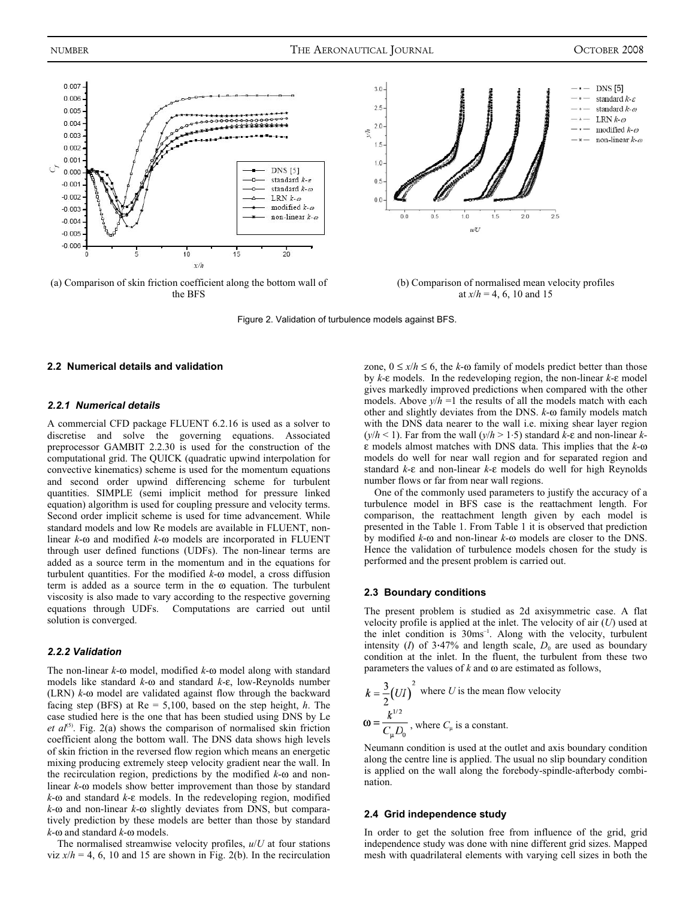(a) Comparison of skin friction coefficient along the bottom wall of the BFS

(b) Comparison of normalised mean velocity profiles at $x/h$ = 4, 6, 10 and 15

Figure 2. Validation of turbulence models against BFS.

### 2.2 Numerical details and validation

#### 2.2.1 Numerical details

A commercial CFD package FLUENT 6.2.16 is used as a solver to discretise and solve the governing equations. Associated preprocessor GAMBIT 2.2.30 is used for the construction of the computational grid. The QUICK (quadratic upwind interpolation for convective kinematics) scheme is used for the momentum equations and second order upwind differencing scheme for turbulent quantities. SIMPLE (semi implicit method for pressure linked equation) algorithm is used for coupling pressure and velocity terms. Second order implicit scheme is used for time advancement. While standard models and low Re models are available in FLUENT, non-linear $k$-ω and modified $k$-ω models are incorporated in FLUENT through user defined functions (UDFs). The non-linear terms are added as a source term in the momentum and in the equations for turbulent quantities. For the modified $k$-ω model, a cross diffusion term is added as a source term in the ω equation. The turbulent viscosity is also made to vary according to the respective governing equations through UDFs. Computations are carried out until solution is converged.

#### 2.2.2 Validation

The non-linear $k$-ω model, modified $k$-ω model along with standard models like standard $k$-ω and standard $k$-ε, low-Reynolds number (LRN) $k$-ω model are validated against flow through the backward facing step (BFS) at Re = 5,100, based on the step height, $h$. The case studied here is the one that has been studied using DNS by Le *et al*[5]. Fig. 2(a) shows the comparison of normalised skin friction coefficient along the bottom wall. The DNS data shows high levels of skin friction in the reversed flow region which means an energetic mixing producing extremely steep velocity gradient near the wall. In the recirculation region, predictions by the modified $k$-ω and non-linear $k$-ω models show better improvement than those by standard $k$-ω and standard $k$-ε models. In the redeveloping region, modified $k$-ω and non-linear $k$-ω slightly deviates from DNS, but comparatively prediction by these models are better than those by standard $k$-ω and standard $k$-ω models.

The normalised streamwise velocity profiles, $u/U$ at four stations viz $x/h$ = 4, 6, 10 and 15 are shown in Fig. 2(b). In the recirculation zone, $0 \le x/h \le 6$, the $k$-ω family of models predict better than those by $k$-ε models. In the redeveloping region, the non-linear $k$-ε model gives markedly improved predictions when compared with the other models. Above $y/h$ =1 the results of all the models match with each other and slightly deviates from the DNS. $k$-ω family models match with the DNS data nearer to the wall i.e. mixing shear layer region ($y/h < 1$). Far from the wall ($y/h > 1{\cdot}5$) standard $k$-ε and non-linear $k$-ε models almost matches with DNS data. This implies that the $k$-ω models do well for near wall region and for separated region and standard $k$-ε and non-linear $k$-ε models do well for high Reynolds number flows or far from near wall regions.

One of the commonly used parameters to justify the accuracy of a turbulence model in BFS case is the reattachment length. For comparison, the reattachment length given by each model is presented in the Table 1. From Table 1 it is observed that prediction by modified $k$-ω and non-linear $k$-ω models are closer to the DNS. Hence the validation of turbulence models chosen for the study is performed and the present problem is carried out.

### 2.3 Boundary conditions

The present problem is studied as 2d axisymmetric case. A flat velocity profile is applied at the inlet. The velocity of air ($U$) used at the inlet condition is 30ms$^{-1}$. Along with the velocity, turbulent intensity ($I$) of 3·47% and length scale, $D_0$ are used as boundary condition at the inlet. In the fluent, the turbulent from these two parameters the values of $k$ and ω are estimated as follows,

$$k = \frac{3}{2}(UI)^2 \quad \text{where } U \text{ is the mean flow velocity}$$

$$\omega = \frac{k^{1/2}}{C_\mu D_0}, \quad \text{where } C_\mu \text{ is a constant.}$$

Neumann condition is used at the outlet and axis boundary condition along the centre line is applied. The usual no slip boundary condition is applied on the wall along the forebody-spindle-afterbody combination.

### 2.4 Grid independence study

In order to get the solution free from influence of the grid, grid independence study was done with nine different grid sizes. Mapped mesh with quadrilateral elements with varying cell sizes in both the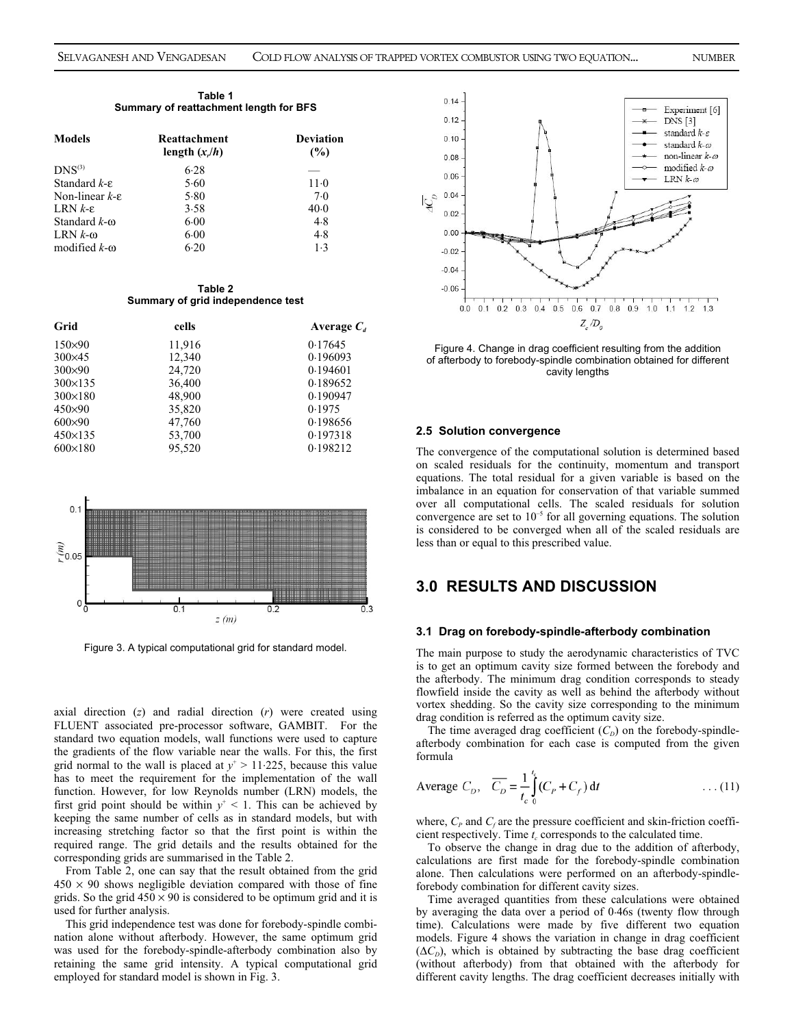**Table 1**
**Summary of reattachment length for BFS**

| Models | Reattachment length ($x_r/h$) | Deviation (%) |
|---|---|---|
| DNS[3] | 6·28 | — |
| Standard $k$-ε | 5·60 | 11·0 |
| Non-linear $k$-ε | 5·80 | 7·0 |
| LRN $k$-ε | 3·58 | 40·0 |
| Standard $k$-ω | 6·00 | 4·8 |
| LRN $k$-ω | 6·00 | 4·8 |
| modified $k$-ω | 6·20 | 1·3 |

**Table 2**
**Summary of grid independence test**

| Grid | cells | Average $C_d$ |
|---|---|---|
| 150×90 | 11,916 | 0·17645 |
| 300×45 | 12,340 | 0·196093 |
| 300×90 | 24,720 | 0·194601 |
| 300×135 | 36,400 | 0·189652 |
| 300×180 | 48,900 | 0·190947 |
| 450×90 | 35,820 | 0·1975 |
| 600×90 | 47,760 | 0·198656 |
| 450×135 | 53,700 | 0·197318 |
| 600×180 | 95,520 | 0·198212 |

Figure 3. A typical computational grid for standard model.

axial direction ($z$) and radial direction ($r$) were created using FLUENT associated pre-processor software, GAMBIT. For the standard two equation models, wall functions were used to capture the gradients of the flow variable near the walls. For this, the first grid normal to the wall is placed at $y^+ > 11{\cdot}225$, because this value has to meet the requirement for the implementation of the wall function. However, for low Reynolds number (LRN) models, the first grid point should be within $y^+ < 1$. This can be achieved by keeping the same number of cells as in standard models, but with increasing stretching factor so that the first point is within the required range. The grid details and the results obtained for the corresponding grids are summarised in the Table 2.

From Table 2, one can say that the result obtained from the grid $450 \times 90$ shows negligible deviation compared with those of fine grids. So the grid $450 \times 90$ is considered to be optimum grid and it is used for further analysis.

This grid independence test was done for forebody-spindle combination alone without afterbody. However, the same optimum grid was used for the forebody-spindle-afterbody combination also by retaining the same grid intensity. A typical computational grid employed for standard model is shown in Fig. 3.

Figure 4. Change in drag coefficient resulting from the addition of afterbody to forebody-spindle combination obtained for different cavity lengths

### 2.5 Solution convergence

The convergence of the computational solution is determined based on scaled residuals for the continuity, momentum and transport equations. The total residual for a given variable is based on the imbalance in an equation for conservation of that variable summed over all computational cells. The scaled residuals for solution convergence are set to $10^{-5}$ for all governing equations. The solution is considered to be converged when all of the scaled residuals are less than or equal to this prescribed value.

## 3.0 RESULTS AND DISCUSSION

### 3.1 Drag on forebody-spindle-afterbody combination

The main purpose to study the aerodynamic characteristics of TVC is to get an optimum cavity size formed between the forebody and the afterbody. The minimum drag condition corresponds to steady flowfield inside the cavity as well as behind the afterbody without vortex shedding. So the cavity size corresponding to the minimum drag condition is referred as the optimum cavity size.

The time averaged drag coefficient ($C_D$) on the forebody-spindle-afterbody combination for each case is computed from the given formula

$$\text{Average } C_D, \quad \overline{C_D} = \frac{1}{t_c}\int_0^{t_c} (C_P + C_f)\, \mathrm{d}t \qquad \ldots (11)$$

where, $C_P$ and $C_f$ are the pressure coefficient and skin-friction coefficient respectively. Time $t_c$ corresponds to the calculated time.

To observe the change in drag due to the addition of afterbody, calculations are first made for the forebody-spindle combination alone. Then calculations were performed on an afterbody-spindle-forebody combination for different cavity sizes.

Time averaged quantities from these calculations were obtained by averaging the data over a period of 0·46s (twenty flow through time). Calculations were made by five different two equation models. Figure 4 shows the variation in change in drag coefficient ($\Delta C_D$), which is obtained by subtracting the base drag coefficient (without afterbody) from that obtained with the afterbody for different cavity lengths. The drag coefficient decreases initially with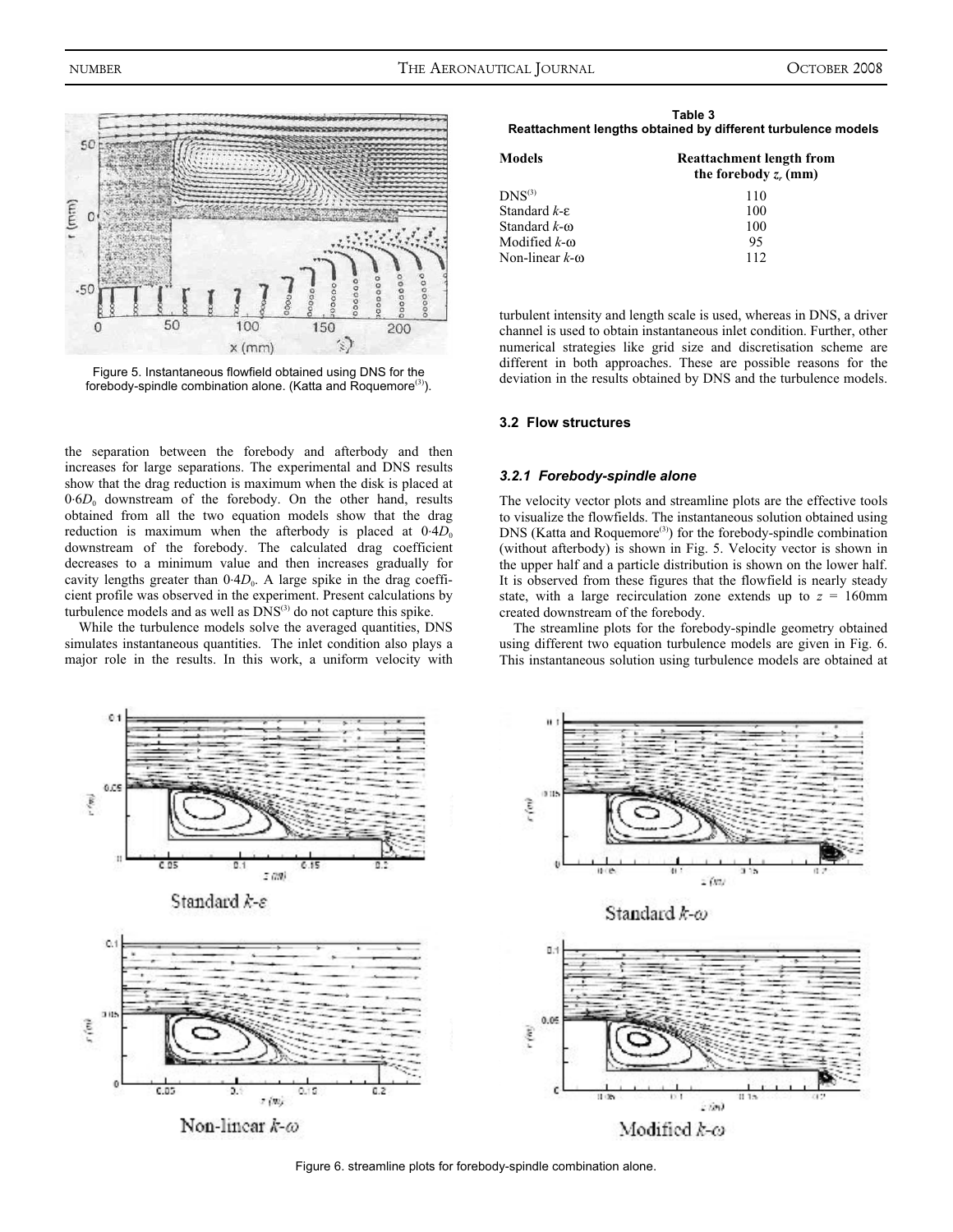Figure 5. Instantaneous flowfield obtained using DNS for the forebody-spindle combination alone. (Katta and Roquemore[3]).

the separation between the forebody and afterbody and then increases for large separations. The experimental and DNS results show that the drag reduction is maximum when the disk is placed at $0{\cdot}6D_0$ downstream of the forebody. On the other hand, results obtained from all the two equation models show that the drag reduction is maximum when the afterbody is placed at $0{\cdot}4D_0$ downstream of the forebody. The calculated drag coefficient decreases to a minimum value and then increases gradually for cavity lengths greater than $0{\cdot}4D_0$. A large spike in the drag coefficient profile was observed in the experiment. Present calculations by turbulence models and as well as DNS[3] do not capture this spike.

While the turbulence models solve the averaged quantities, DNS simulates instantaneous quantities. The inlet condition also plays a major role in the results. In this work, a uniform velocity with turbulent intensity and length scale is used, whereas in DNS, a driver channel is used to obtain instantaneous inlet condition. Further, other numerical strategies like grid size and discretisation scheme are different in both approaches. These are possible reasons for the deviation in the results obtained by DNS and the turbulence models.

**Table 3**
**Reattachment lengths obtained by different turbulence models**

| Models | Reattachment length from the forebody $z_r$ (mm) |
|---|---|
| DNS[3] | 110 |
| Standard $k$-$\varepsilon$ | 100 |
| Standard $k$-$\omega$ | 100 |
| Modified $k$-$\omega$ | 95 |
| Non-linear $k$-$\omega$ | 112 |

### 3.2 Flow structures

#### 3.2.1 Forebody-spindle alone

The velocity vector plots and streamline plots are the effective tools to visualize the flowfields. The instantaneous solution obtained using DNS (Katta and Roquemore[3]) for the forebody-spindle combination (without afterbody) is shown in Fig. 5. Velocity vector is shown in the upper half and a particle distribution is shown on the lower half. It is observed from these figures that the flowfield is nearly steady state, with a large recirculation zone extends up to $z$ = 160mm created downstream of the forebody.

The streamline plots for the forebody-spindle geometry obtained using different two equation turbulence models are given in Fig. 6. This instantaneous solution using turbulence models are obtained at

Figure 6. streamline plots for forebody-spindle combination alone.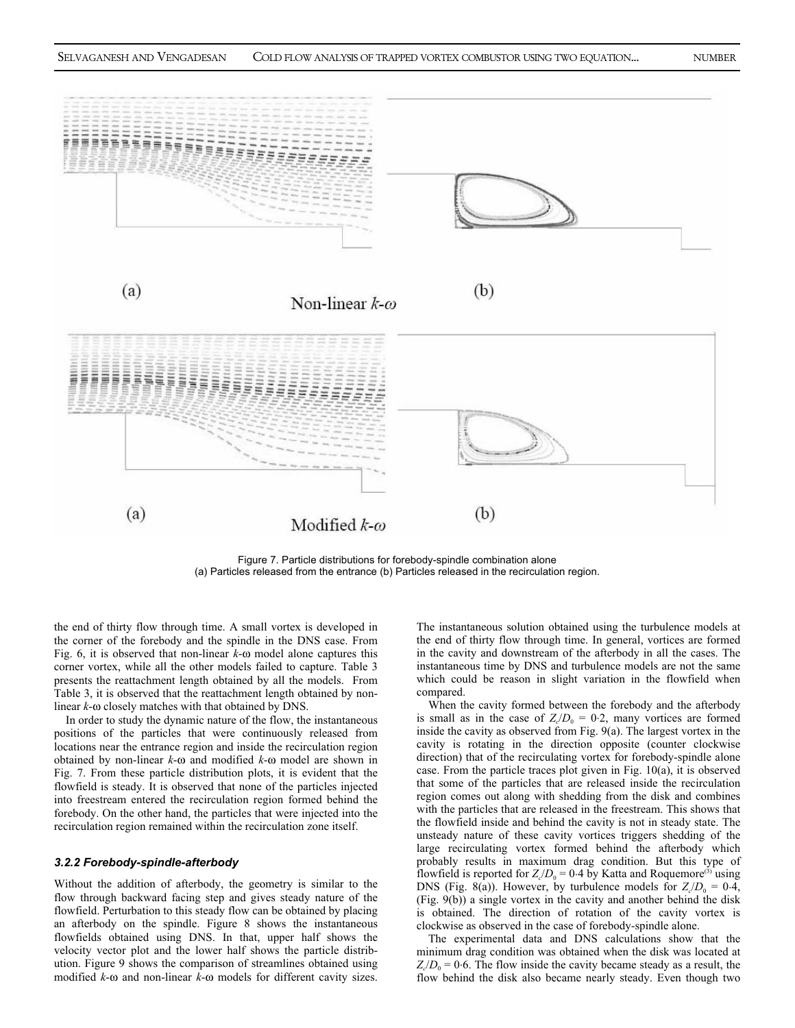(a) (b)

Non-linear $k$-$\omega$

(a) (b)

Modified $k$-$\omega$

Figure 7. Particle distributions for forebody-spindle combination alone
(a) Particles released from the entrance (b) Particles released in the recirculation region.

the end of thirty flow through time. A small vortex is developed in the corner of the forebody and the spindle in the DNS case. From Fig. 6, it is observed that non-linear $k$-ω model alone captures this corner vortex, while all the other models failed to capture. Table 3 presents the reattachment length obtained by all the models. From Table 3, it is observed that the reattachment length obtained by non-linear $k$-ω closely matches with that obtained by DNS.

In order to study the dynamic nature of the flow, the instantaneous positions of the particles that were continuously released from locations near the entrance region and inside the recirculation region obtained by non-linear $k$-ω and modified $k$-ω model are shown in Fig. 7. From these particle distribution plots, it is evident that the flowfield is steady. It is observed that none of the particles injected into freestream entered the recirculation region formed behind the forebody. On the other hand, the particles that were injected into the recirculation region remained within the recirculation zone itself.

### *3.2.2 Forebody-spindle-afterbody*

Without the addition of afterbody, the geometry is similar to the flow through backward facing step and gives steady nature of the flowfield. Perturbation to this steady flow can be obtained by placing an afterbody on the spindle. Figure 8 shows the instantaneous flowfields obtained using DNS. In that, upper half shows the velocity vector plot and the lower half shows the particle distribution. Figure 9 shows the comparison of streamlines obtained using modified $k$-ω and non-linear $k$-ω models for different cavity sizes. The instantaneous solution obtained using the turbulence models at the end of thirty flow through time. In general, vortices are formed in the cavity and downstream of the afterbody in all the cases. The instantaneous time by DNS and turbulence models are not the same which could be reason in slight variation in the flowfield when compared.

When the cavity formed between the forebody and the afterbody is small as in the case of $Z_c/D_0$ = 0·2, many vortices are formed inside the cavity as observed from Fig. 9(a). The largest vortex in the cavity is rotating in the direction opposite (counter clockwise direction) that of the recirculating vortex for forebody-spindle alone case. From the particle traces plot given in Fig. 10(a), it is observed that some of the particles that are released inside the recirculation region comes out along with shedding from the disk and combines with the particles that are released in the freestream. This shows that the flowfield inside and behind the cavity is not in steady state. The unsteady nature of these cavity vortices triggers shedding of the large recirculating vortex formed behind the afterbody which probably results in maximum drag condition. But this type of flowfield is reported for $Z_c/D_0$ = 0·4 by Katta and Roquemore[3] using DNS (Fig. 8(a)). However, by turbulence models for $Z_c/D_0$ = 0·4, (Fig. 9(b)) a single vortex in the cavity and another behind the disk is obtained. The direction of rotation of the cavity vortex is clockwise as observed in the case of forebody-spindle alone.

The experimental data and DNS calculations show that the minimum drag condition was obtained when the disk was located at $Z_c/D_0$ = 0·6. The flow inside the cavity became steady as a result, the flow behind the disk also became nearly steady. Even though two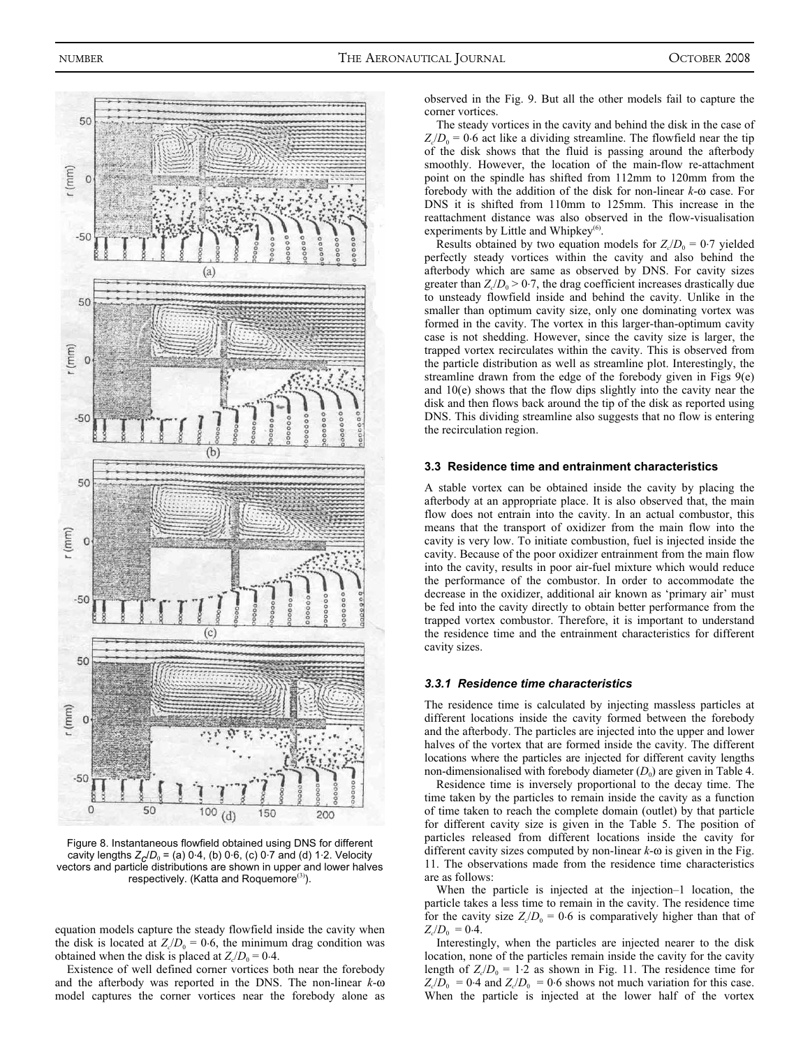Figure 8. Instantaneous flowfield obtained using DNS for different cavity lengths $Z_C/D_0$ = (a) 0·4, (b) 0·6, (c) 0·7 and (d) 1·2. Velocity vectors and particle distributions are shown in upper and lower halves respectively. (Katta and Roquemore[3]).

equation models capture the steady flowfield inside the cavity when the disk is located at $Z_c/D_0 = 0{\cdot}6$, the minimum drag condition was obtained when the disk is placed at $Z_c/D_0 = 0{\cdot}4$.

Existence of well defined corner vortices both near the forebody and the afterbody was reported in the DNS. The non-linear *k*-ω model captures the corner vortices near the forebody alone as observed in the Fig. 9. But all the other models fail to capture the corner vortices.

The steady vortices in the cavity and behind the disk in the case of $Z_c/D_0 = 0{\cdot}6$ act like a dividing streamline. The flowfield near the tip of the disk shows that the fluid is passing around the afterbody smoothly. However, the location of the main-flow re-attachment point on the spindle has shifted from 112mm to 120mm from the forebody with the addition of the disk for non-linear *k*-ω case. For DNS it is shifted from 110mm to 125mm. This increase in the reattachment distance was also observed in the flow-visualisation experiments by Little and Whipkey[6].

Results obtained by two equation models for $Z_c/D_0 = 0{\cdot}7$ yielded perfectly steady vortices within the cavity and also behind the afterbody which are same as observed by DNS. For cavity sizes greater than $Z_c/D_0 > 0{\cdot}7$, the drag coefficient increases drastically due to unsteady flowfield inside and behind the cavity. Unlike in the smaller than optimum cavity size, only one dominating vortex was formed in the cavity. The vortex in this larger-than-optimum cavity case is not shedding. However, since the cavity size is larger, the trapped vortex recirculates within the cavity. This is observed from the particle distribution as well as streamline plot. Interestingly, the streamline drawn from the edge of the forebody given in Figs 9(e) and 10(e) shows that the flow dips slightly into the cavity near the disk and then flows back around the tip of the disk as reported using DNS. This dividing streamline also suggests that no flow is entering the recirculation region.

### 3.3 Residence time and entrainment characteristics

A stable vortex can be obtained inside the cavity by placing the afterbody at an appropriate place. It is also observed that, the main flow does not entrain into the cavity. In an actual combustor, this means that the transport of oxidizer from the main flow into the cavity is very low. To initiate combustion, fuel is injected inside the cavity. Because of the poor oxidizer entrainment from the main flow into the cavity, results in poor air-fuel mixture which would reduce the performance of the combustor. In order to accommodate the decrease in the oxidizer, additional air known as 'primary air' must be fed into the cavity directly to obtain better performance from the trapped vortex combustor. Therefore, it is important to understand the residence time and the entrainment characteristics for different cavity sizes.

#### 3.3.1 Residence time characteristics

The residence time is calculated by injecting massless particles at different locations inside the cavity formed between the forebody and the afterbody. The particles are injected into the upper and lower halves of the vortex that are formed inside the cavity. The different locations where the particles are injected for different cavity lengths non-dimensionalised with forebody diameter ($D_0$) are given in Table 4.

Residence time is inversely proportional to the decay time. The time taken by the particles to remain inside the cavity as a function of time taken to reach the complete domain (outlet) by that particle for different cavity size is given in the Table 5. The position of particles released from different locations inside the cavity for different cavity sizes computed by non-linear *k*-ω is given in the Fig. 11. The observations made from the residence time characteristics are as follows:

When the particle is injected at the injection–1 location, the particle takes a less time to remain in the cavity. The residence time for the cavity size $Z_c/D_0 = 0{\cdot}6$ is comparatively higher than that of $Z_c/D_0 = 0{\cdot}4$.

Interestingly, when the particles are injected nearer to the disk location, none of the particles remain inside the cavity for the cavity length of $Z_c/D_0 = 1{\cdot}2$ as shown in Fig. 11. The residence time for $Z_c/D_0 = 0{\cdot}4$ and $Z_c/D_0 = 0{\cdot}6$ shows not much variation for this case. When the particle is injected at the lower half of the vortex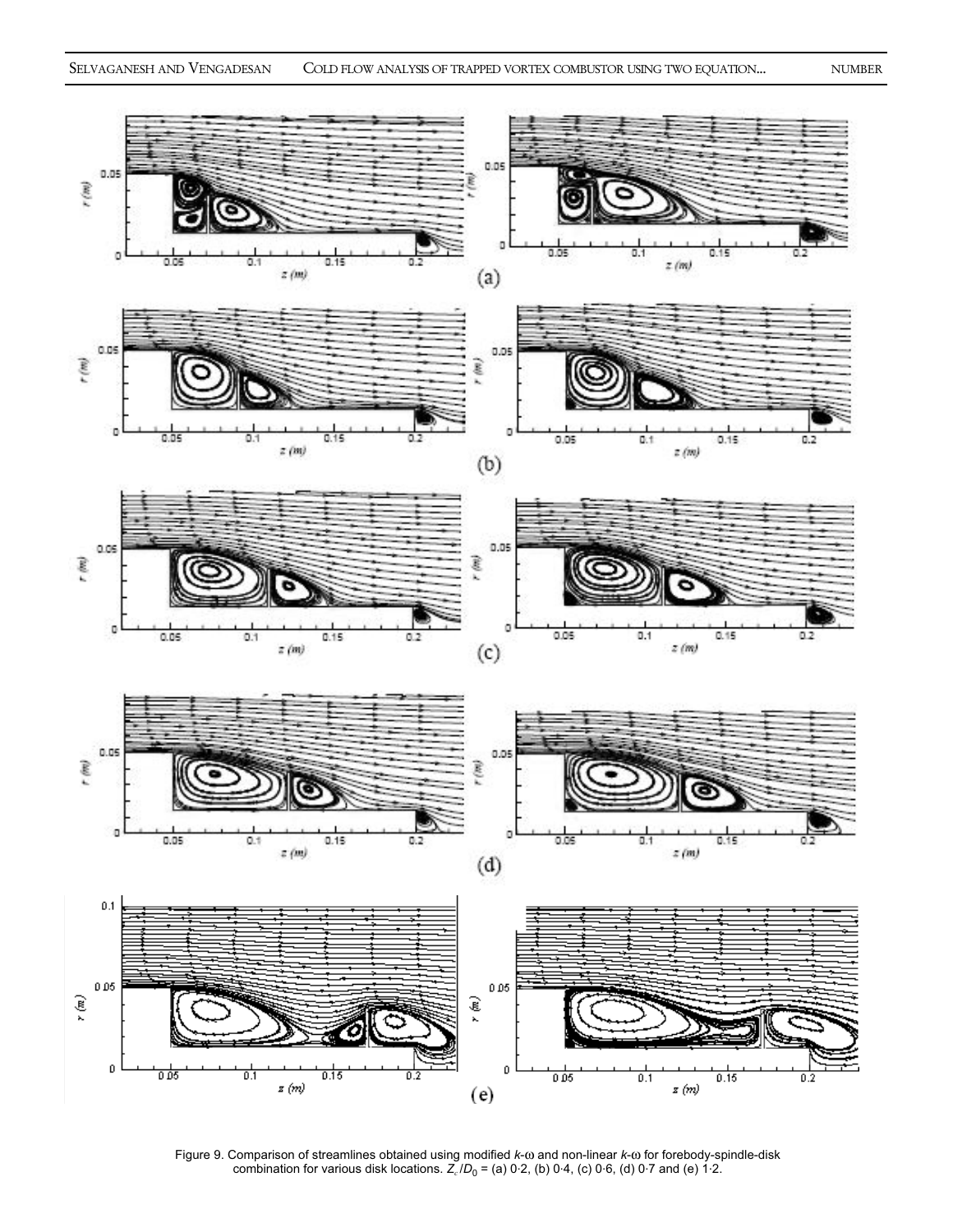Figure 9. Comparison of streamlines obtained using modified $k$-ω and non-linear $k$-ω for forebody-spindle-disk combination for various disk locations. $Z_c/D_0$ = (a) 0·2, (b) 0·4, (c) 0·6, (d) 0·7 and (e) 1·2.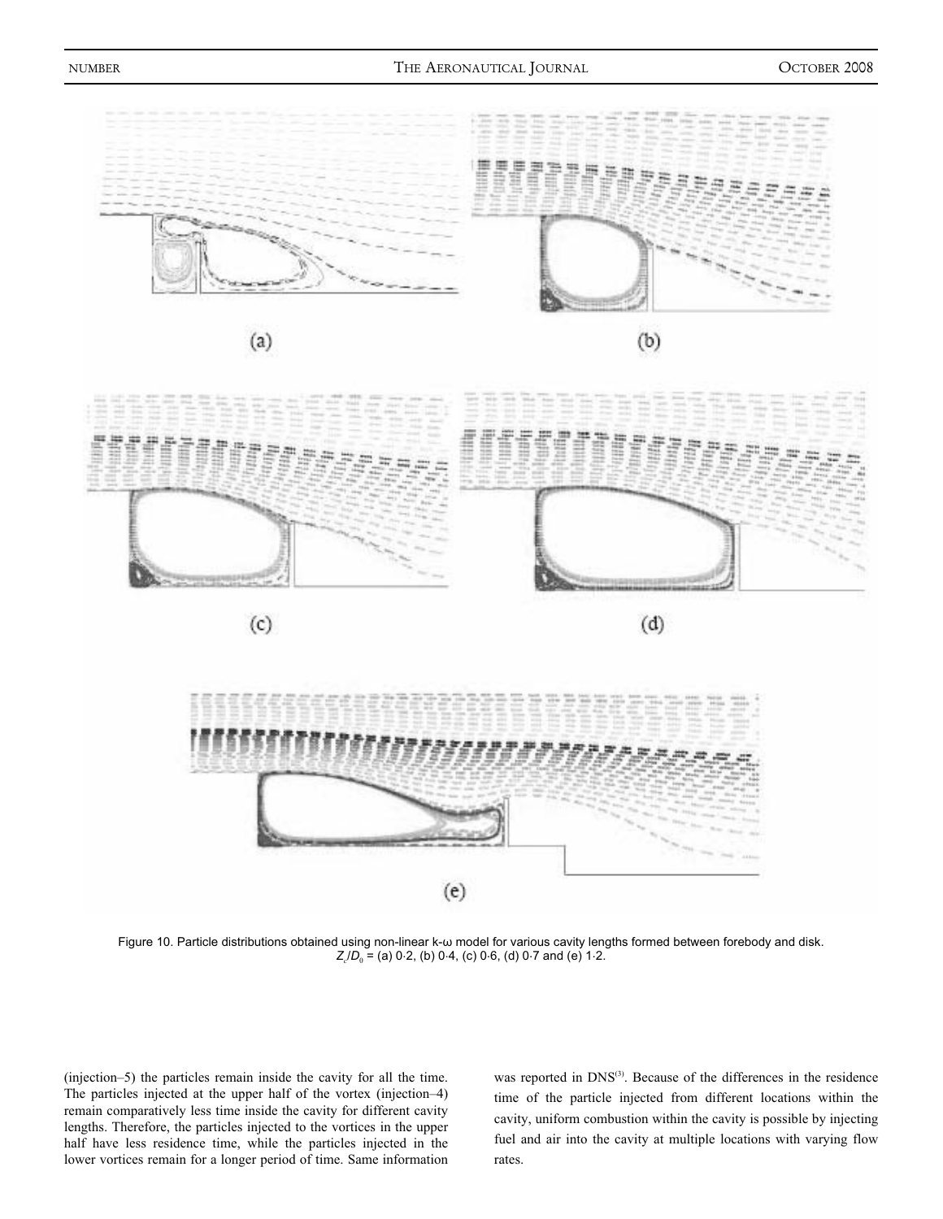Figure 10. Particle distributions obtained using non-linear k-ω model for various cavity lengths formed between forebody and disk. $Z_c/D_0$ = (a) 0·2, (b) 0·4, (c) 0·6, (d) 0·7 and (e) 1·2.

(injection–5) the particles remain inside the cavity for all the time. The particles injected at the upper half of the vortex (injection–4) remain comparatively less time inside the cavity for different cavity lengths. Therefore, the particles injected to the vortices in the upper half have less residence time, while the particles injected in the lower vortices remain for a longer period of time. Same information was reported in DNS[3]. Because of the differences in the residence time of the particle injected from different locations within the cavity, uniform combustion within the cavity is possible by injecting fuel and air into the cavity at multiple locations with varying flow rates.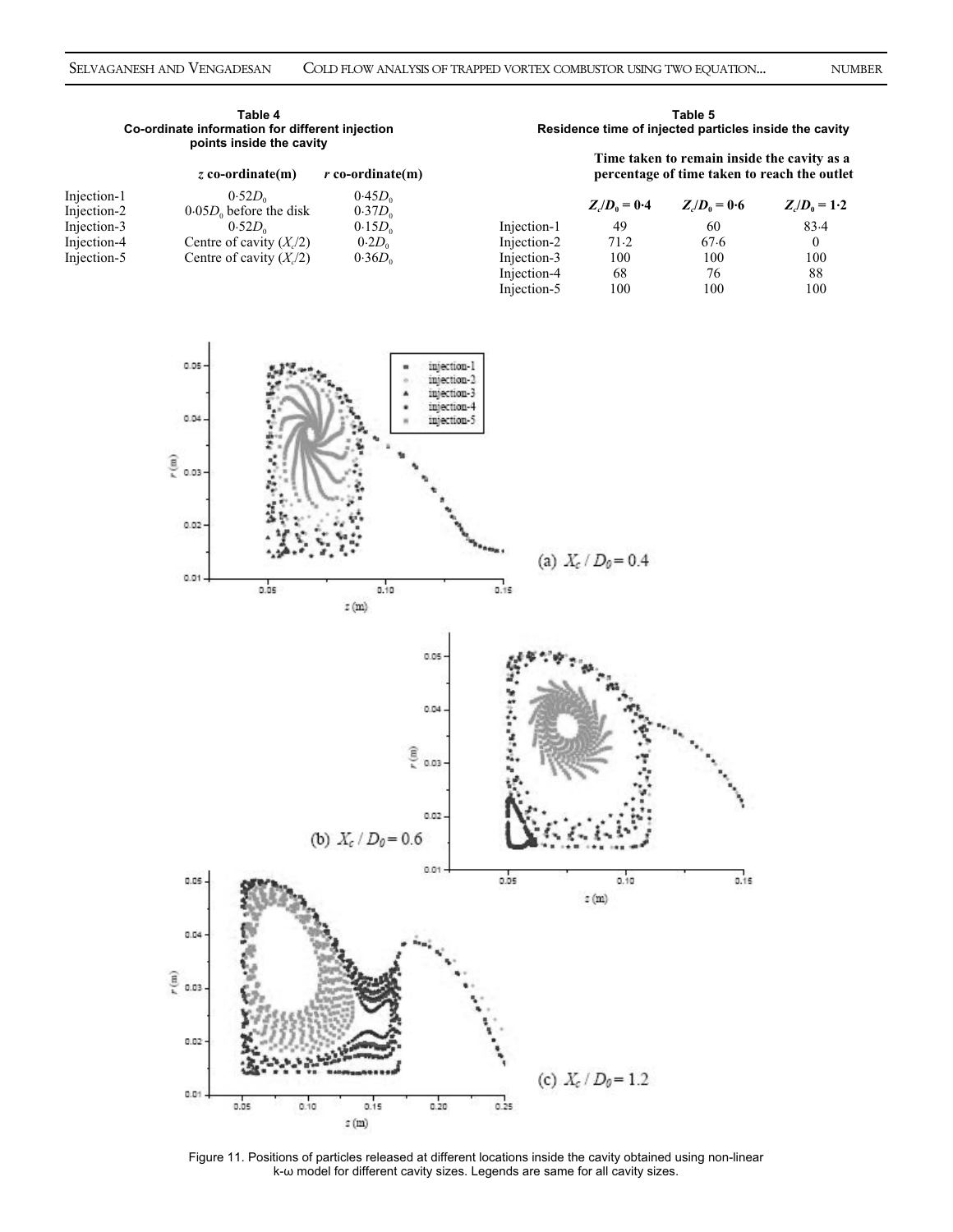**Table 4**
**Co-ordinate information for different injection points inside the cavity**

| | $z$ co-ordinate(m) | $r$ co-ordinate(m) |
|---|---|---|
| Injection-1 | $0{\cdot}52D_0$ | $0{\cdot}45D_0$ |
| Injection-2 | $0{\cdot}05D_0$ before the disk | $0{\cdot}37D_0$ |
| Injection-3 | $0{\cdot}52D_0$ | $0{\cdot}15D_0$ |
| Injection-4 | Centre of cavity ($X_c/2$) | $0{\cdot}2D_0$ |
| Injection-5 | Centre of cavity ($X_c/2$) | $0{\cdot}36D_0$ |

**Table 5**
**Residence time of injected particles inside the cavity**

| | Time taken to remain inside the cavity as a percentage of time taken to reach the outlet | | |
|---|---|---|---|
| | $Z_c/D_0 = 0{\cdot}4$ | $Z_c/D_0 = 0{\cdot}6$ | $Z_c/D_0 = 1{\cdot}2$ |
| Injection-1 | 49 | 60 | 83·4 |
| Injection-2 | 71·2 | 67·6 | 0 |
| Injection-3 | 100 | 100 | 100 |
| Injection-4 | 68 | 76 | 88 |
| Injection-5 | 100 | 100 | 100 |

(a) $X_c / D_0 = 0.4$

(b) $X_c / D_0 = 0.6$

(c) $X_c / D_0 = 1.2$

Figure 11. Positions of particles released at different locations inside the cavity obtained using non-linear k-ω model for different cavity sizes. Legends are same for all cavity sizes.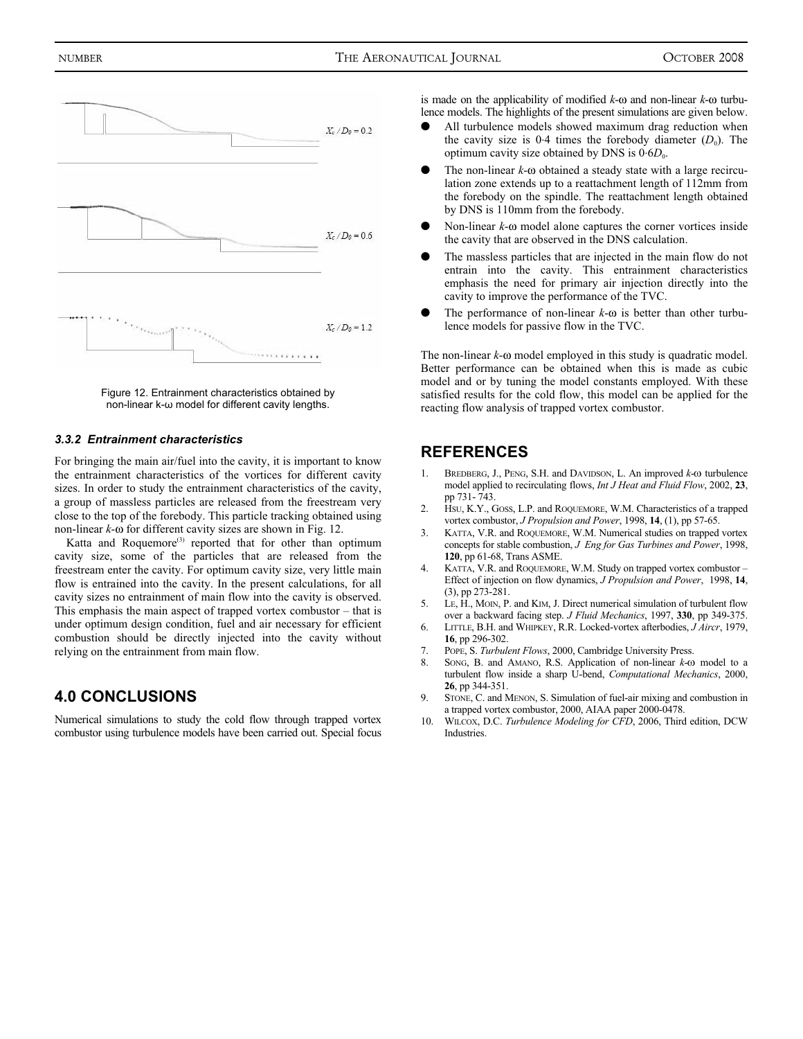$X_c / D_0 = 0.2$

$X_c / D_0 = 0.6$

$X_c / D_0 = 1.2$

Figure 12. Entrainment characteristics obtained by non-linear k-ω model for different cavity lengths.

#### *3.3.2 Entrainment characteristics*

For bringing the main air/fuel into the cavity, it is important to know the entrainment characteristics of the vortices for different cavity sizes. In order to study the entrainment characteristics of the cavity, a group of massless particles are released from the freestream very close to the top of the forebody. This particle tracking obtained using non-linear *k*-ω for different cavity sizes are shown in Fig. 12.

Katta and Roquemore[3] reported that for other than optimum cavity size, some of the particles that are released from the freestream enter the cavity. For optimum cavity size, very little main flow is entrained into the cavity. In the present calculations, for all cavity sizes no entrainment of main flow into the cavity is observed. This emphasis the main aspect of trapped vortex combustor – that is under optimum design condition, fuel and air necessary for efficient combustion should be directly injected into the cavity without relying on the entrainment from main flow.

## 4.0 CONCLUSIONS

Numerical simulations to study the cold flow through trapped vortex combustor using turbulence models have been carried out. Special focus is made on the applicability of modified *k*-ω and non-linear *k*-ω turbulence models. The highlights of the present simulations are given below.

- All turbulence models showed maximum drag reduction when the cavity size is 0·4 times the forebody diameter ($D_0$). The optimum cavity size obtained by DNS is $0 \cdot 6D_0$.
- The non-linear *k*-ω obtained a steady state with a large recirculation zone extends up to a reattachment length of 112mm from the forebody on the spindle. The reattachment length obtained by DNS is 110mm from the forebody.
- Non-linear *k*-ω model alone captures the corner vortices inside the cavity that are observed in the DNS calculation.
- The massless particles that are injected in the main flow do not entrain into the cavity. This entrainment characteristics emphasis the need for primary air injection directly into the cavity to improve the performance of the TVC.
- The performance of non-linear *k*-ω is better than other turbulence models for passive flow in the TVC.

The non-linear *k*-ω model employed in this study is quadratic model. Better performance can be obtained when this is made as cubic model and or by tuning the model constants employed. With these satisfied results for the cold flow, this model can be applied for the reacting flow analysis of trapped vortex combustor.

## REFERENCES

1. BREDBERG, J., PENG, S.H. and DAVIDSON, L. An improved *k*-ω turbulence model applied to recirculating flows, *Int J Heat and Fluid Flow*, 2002, **23**, pp 731- 743.
2. HSU, K.Y., GOSS, L.P. and ROQUEMORE, W.M. Characteristics of a trapped vortex combustor, *J Propulsion and Power*, 1998, **14**, (1), pp 57-65.
3. KATTA, V.R. and ROQUEMORE, W.M. Numerical studies on trapped vortex concepts for stable combustion, *J Eng for Gas Turbines and Power*, 1998, **120**, pp 61-68, Trans ASME.
4. KATTA, V.R. and ROQUEMORE, W.M. Study on trapped vortex combustor – Effect of injection on flow dynamics, *J Propulsion and Power*, 1998, **14**, (3), pp 273-281.
5. LE, H., MOIN, P. and KIM, J. Direct numerical simulation of turbulent flow over a backward facing step. *J Fluid Mechanics*, 1997, **330**, pp 349-375.
6. LITTLE, B.H. and WHIPKEY, R.R. Locked-vortex afterbodies, *J Aircr*, 1979, **16**, pp 296-302.
7. POPE, S. *Turbulent Flows*, 2000, Cambridge University Press.
8. SONG, B. and AMANO, R.S. Application of non-linear *k*-ω model to a turbulent flow inside a sharp U-bend, *Computational Mechanics*, 2000, **26**, pp 344-351.
9. STONE, C. and MENON, S. Simulation of fuel-air mixing and combustion in a trapped vortex combustor, 2000, AIAA paper 2000-0478.
10. WILCOX, D.C. *Turbulence Modeling for CFD*, 2006, Third edition, DCW Industries.